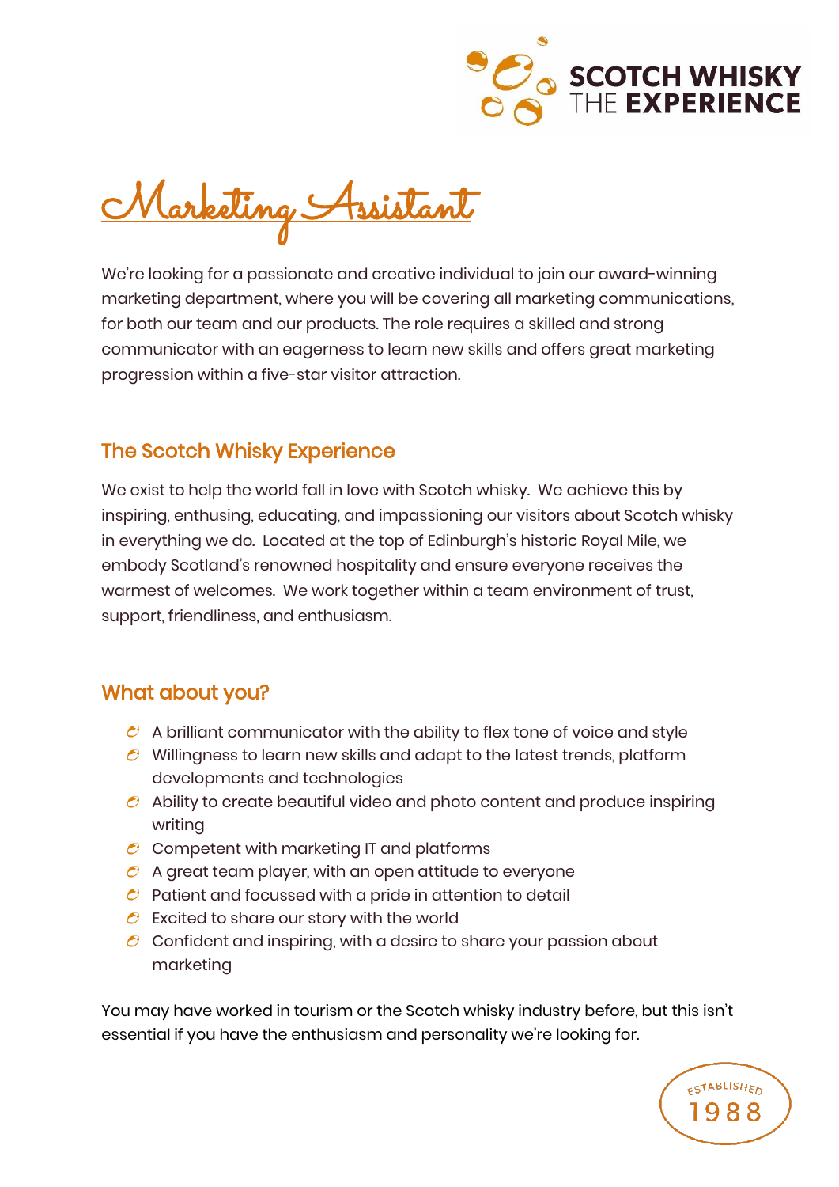SCOTCH WHISKY THE EXPERIENCE

# Marketing Assistant

We're looking for a passionate and creative individual to join our award-winning marketing department, where you will be covering all marketing communications, for both our team and our products. The role requires a skilled and strong communicator with an eagerness to learn new skills and offers great marketing progression within a five-star visitor attraction.

## The Scotch Whisky Experience

We exist to help the world fall in love with Scotch whisky. We achieve this by inspiring, enthusing, educating, and impassioning our visitors about Scotch whisky in everything we do. Located at the top of Edinburgh's historic Royal Mile, we embody Scotland's renowned hospitality and ensure everyone receives the warmest of welcomes. We work together within a team environment of trust, support, friendliness, and enthusiasm.

## What about you?

- A brilliant communicator with the ability to flex tone of voice and style
- Willingness to learn new skills and adapt to the latest trends, platform developments and technologies
- Ability to create beautiful video and photo content and produce inspiring writing
- Competent with marketing IT and platforms
- A great team player, with an open attitude to everyone
- Patient and focussed with a pride in attention to detail
- Excited to share our story with the world
- Confident and inspiring, with a desire to share your passion about marketing

You may have worked in tourism or the Scotch whisky industry before, but this isn't essential if you have the enthusiasm and personality we're looking for.

ESTABLISHED 1988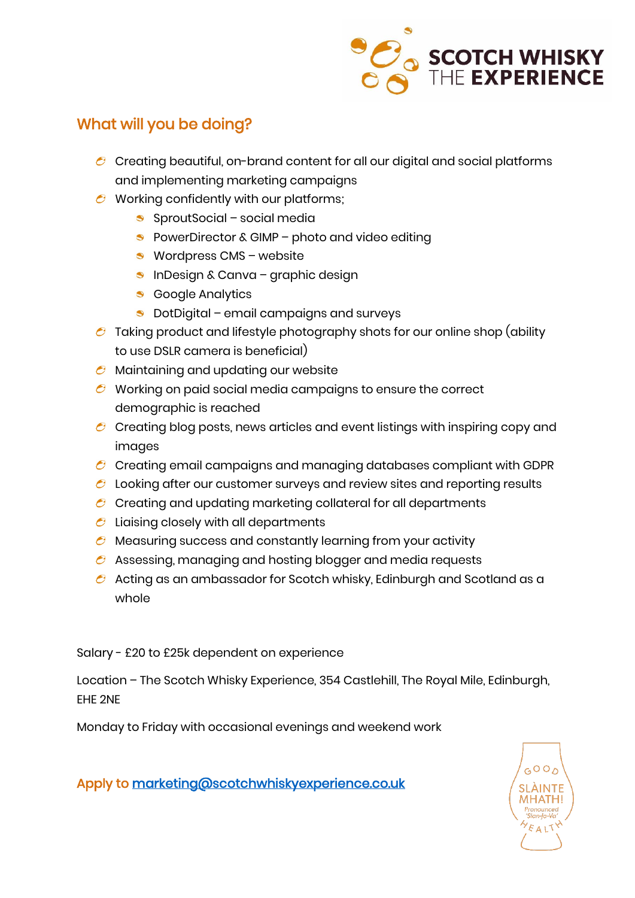## What will you be doing?

- Creating beautiful, on-brand content for all our digital and social platforms and implementing marketing campaigns
- Working confidently with our platforms;
  - SproutSocial – social media
  - PowerDirector & GIMP – photo and video editing
  - Wordpress CMS – website
  - InDesign & Canva – graphic design
  - Google Analytics
  - DotDigital – email campaigns and surveys
- Taking product and lifestyle photography shots for our online shop (ability to use DSLR camera is beneficial)
- Maintaining and updating our website
- Working on paid social media campaigns to ensure the correct demographic is reached
- Creating blog posts, news articles and event listings with inspiring copy and images
- Creating email campaigns and managing databases compliant with GDPR
- Looking after our customer surveys and review sites and reporting results
- Creating and updating marketing collateral for all departments
- Liaising closely with all departments
- Measuring success and constantly learning from your activity
- Assessing, managing and hosting blogger and media requests
- Acting as an ambassador for Scotch whisky, Edinburgh and Scotland as a whole

Salary - £20 to £25k dependent on experience

Location – The Scotch Whisky Experience, 354 Castlehill, The Royal Mile, Edinburgh, EHE 2NE

Monday to Friday with occasional evenings and weekend work

Apply to marketing@scotchwhiskyexperience.co.uk